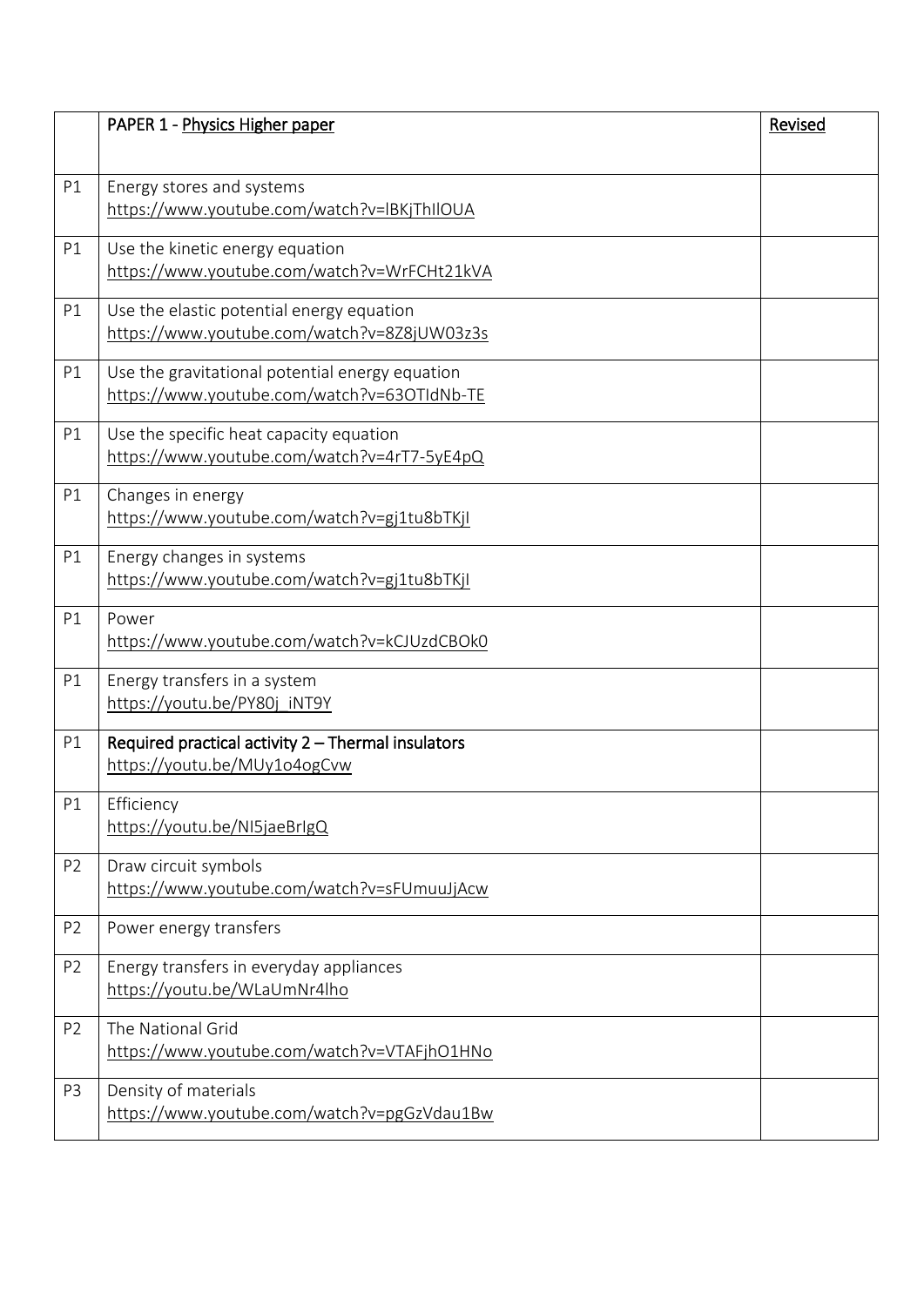| | PAPER 1 - Physics Higher paper | Revised |
|---|---|---|
| P1 | Energy stores and systems<br>https://www.youtube.com/watch?v=lBKjThIlOUA | |
| P1 | Use the kinetic energy equation<br>https://www.youtube.com/watch?v=WrFCHt21kVA | |
| P1 | Use the elastic potential energy equation<br>https://www.youtube.com/watch?v=8Z8jUW03z3s | |
| P1 | Use the gravitational potential energy equation<br>https://www.youtube.com/watch?v=63OTIdNb-TE | |
| P1 | Use the specific heat capacity equation<br>https://www.youtube.com/watch?v=4rT7-5yE4pQ | |
| P1 | Changes in energy<br>https://www.youtube.com/watch?v=gj1tu8bTKjI | |
| P1 | Energy changes in systems<br>https://www.youtube.com/watch?v=gj1tu8bTKjI | |
| P1 | Power<br>https://www.youtube.com/watch?v=kCJUzdCBOk0 | |
| P1 | Energy transfers in a system<br>https://youtu.be/PY80j_iNT9Y | |
| P1 | **Required practical activity 2 – Thermal insulators**<br>https://youtu.be/MUy1o4ogCvw | |
| P1 | Efficiency<br>https://youtu.be/NI5jaeBrIgQ | |
| P2 | Draw circuit symbols<br>https://www.youtube.com/watch?v=sFUmuuJjAcw | |
| P2 | Power energy transfers | |
| P2 | Energy transfers in everyday appliances<br>https://youtu.be/WLaUmNr4lho | |
| P2 | The National Grid<br>https://www.youtube.com/watch?v=VTAFjhO1HNo | |
| P3 | Density of materials<br>https://www.youtube.com/watch?v=pgGzVdau1Bw | |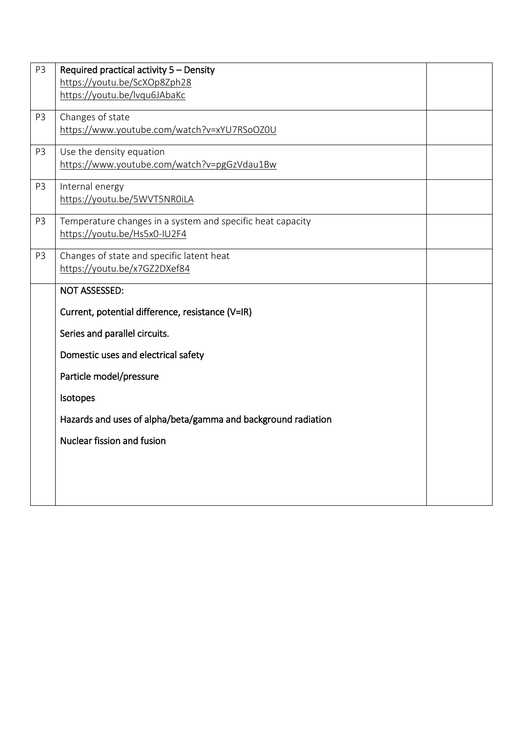| | | |
|---|---|---|
| P3 | **Required practical activity 5 – Density**<br>https://youtu.be/ScXOp8Zph28<br>https://youtu.be/lvqu6JAbaKc | |
| P3 | Changes of state<br>https://www.youtube.com/watch?v=xYU7RSoOZ0U | |
| P3 | Use the density equation<br>https://www.youtube.com/watch?v=pgGzVdau1Bw | |
| P3 | Internal energy<br>https://youtu.be/5WVT5NR0iLA | |
| P3 | Temperature changes in a system and specific heat capacity<br>https://youtu.be/Hs5x0-IU2F4 | |
| P3 | Changes of state and specific latent heat<br>https://youtu.be/x7GZ2DXef84 | |
| | **NOT ASSESSED:**<br>**Current, potential difference, resistance (V=IR)**<br>**Series and parallel circuits.**<br>**Domestic uses and electrical safety**<br>**Particle model/pressure**<br>**Isotopes**<br>**Hazards and uses of alpha/beta/gamma and background radiation**<br>**Nuclear fission and fusion** | |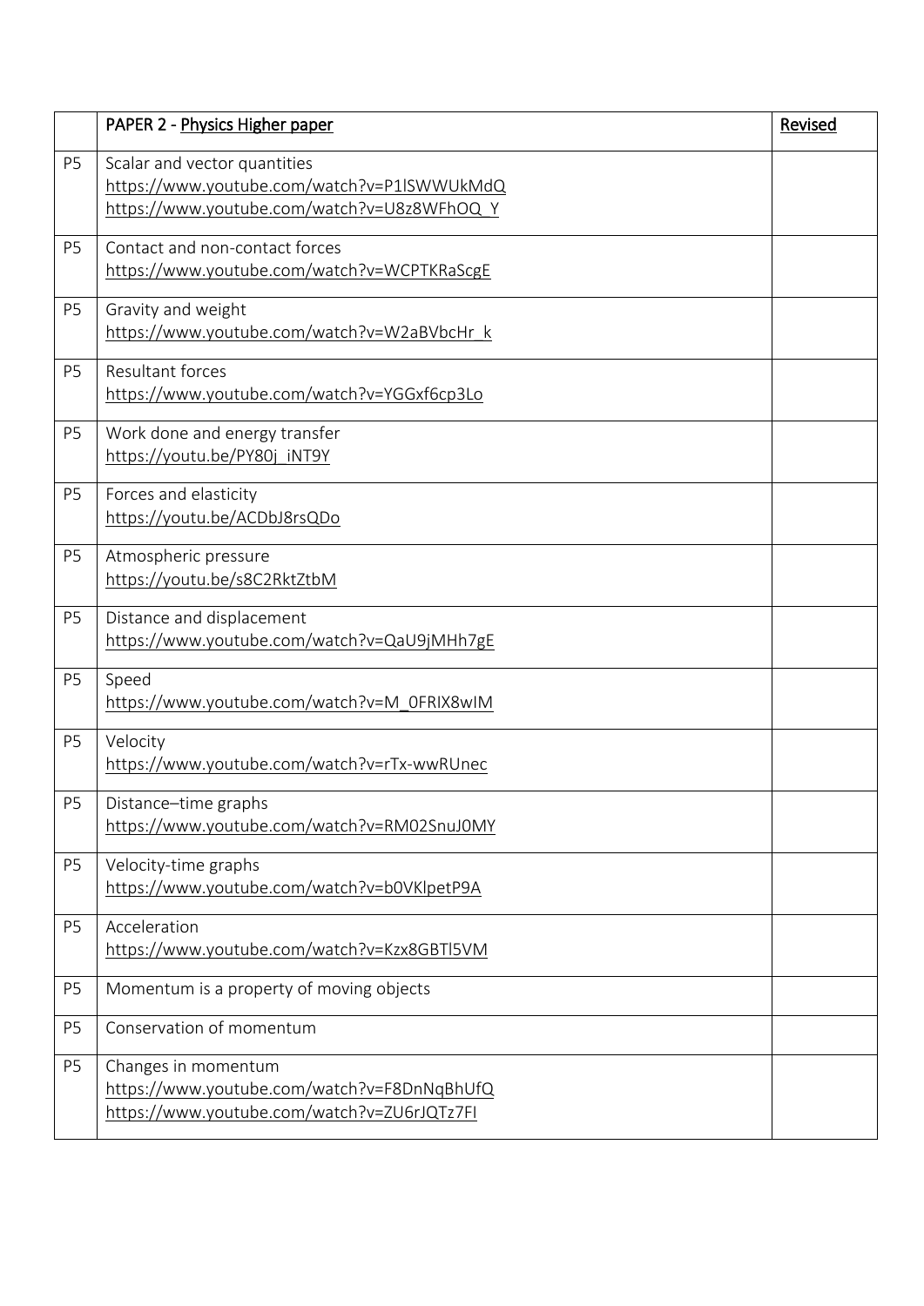|  | PAPER 2 - Physics Higher paper | Revised |
|---|---|---|
| P5 | Scalar and vector quantities<br>https://www.youtube.com/watch?v=P1lSWWUkMdQ<br>https://www.youtube.com/watch?v=U8z8WFhOQ_Y |  |
| P5 | Contact and non-contact forces<br>https://www.youtube.com/watch?v=WCPTKRaScgE |  |
| P5 | Gravity and weight<br>https://www.youtube.com/watch?v=W2aBVbcHr_k |  |
| P5 | Resultant forces<br>https://www.youtube.com/watch?v=YGGxf6cp3Lo |  |
| P5 | Work done and energy transfer<br>https://youtu.be/PY80j_iNT9Y |  |
| P5 | Forces and elasticity<br>https://youtu.be/ACDbJ8rsQDo |  |
| P5 | Atmospheric pressure<br>https://youtu.be/s8C2RktZtbM |  |
| P5 | Distance and displacement<br>https://www.youtube.com/watch?v=QaU9jMHh7gE |  |
| P5 | Speed<br>https://www.youtube.com/watch?v=M_0FRIX8wIM |  |
| P5 | Velocity<br>https://www.youtube.com/watch?v=rTx-wwRUnec |  |
| P5 | Distance–time graphs<br>https://www.youtube.com/watch?v=RM02SnuJ0MY |  |
| P5 | Velocity-time graphs<br>https://www.youtube.com/watch?v=b0VKlpetP9A |  |
| P5 | Acceleration<br>https://www.youtube.com/watch?v=Kzx8GBTl5VM |  |
| P5 | Momentum is a property of moving objects |  |
| P5 | Conservation of momentum |  |
| P5 | Changes in momentum<br>https://www.youtube.com/watch?v=F8DnNqBhUfQ<br>https://www.youtube.com/watch?v=ZU6rJQTz7FI |  |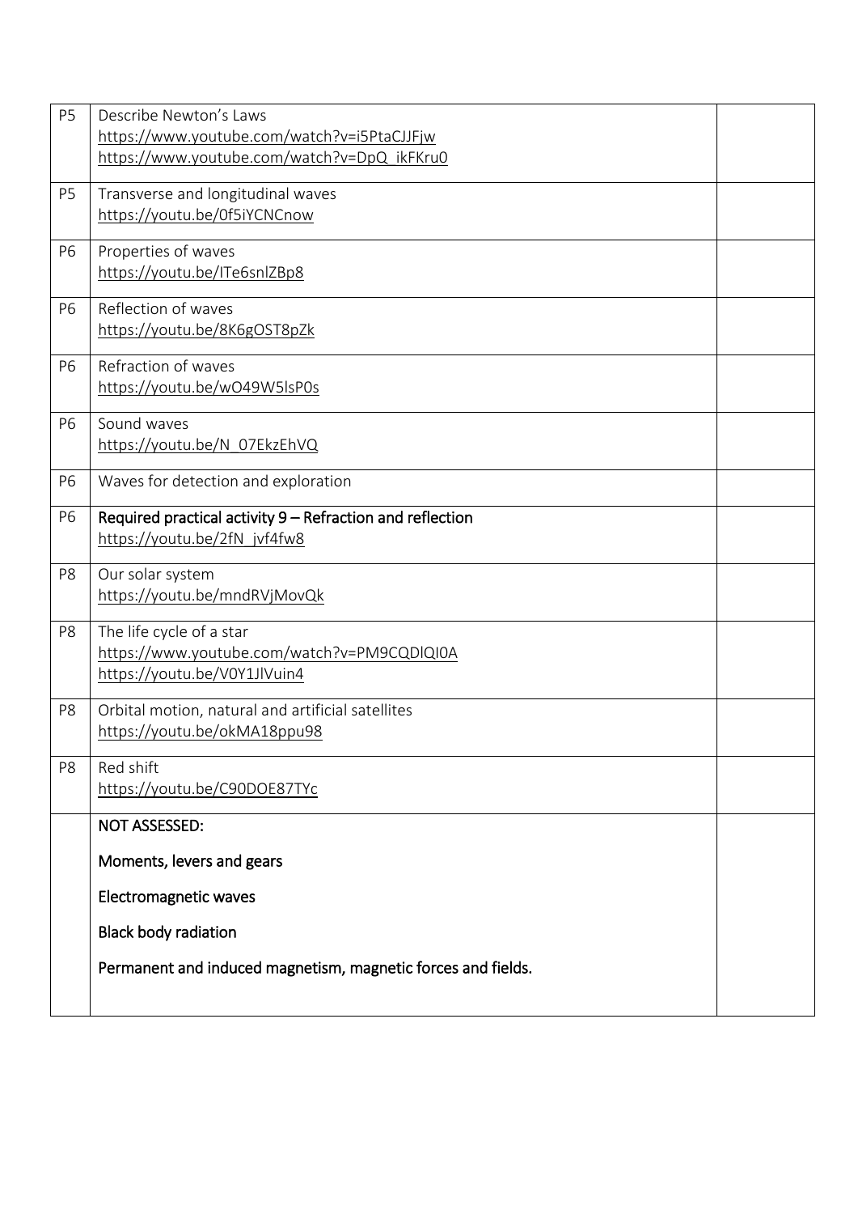| | | |
|---|---|---|
| P5 | Describe Newton's Laws<br>https://www.youtube.com/watch?v=i5PtaCJJFjw<br>https://www.youtube.com/watch?v=DpQ_ikFKru0 | |
| P5 | Transverse and longitudinal waves<br>https://youtu.be/0f5iYCNCnow | |
| P6 | Properties of waves<br>https://youtu.be/ITe6snlZBp8 | |
| P6 | Reflection of waves<br>https://youtu.be/8K6gOST8pZk | |
| P6 | Refraction of waves<br>https://youtu.be/wO49W5lsP0s | |
| P6 | Sound waves<br>https://youtu.be/N_07EkzEhVQ | |
| P6 | Waves for detection and exploration | |
| P6 | **Required practical activity 9 – Refraction and reflection**<br>https://youtu.be/2fN_jvf4fw8 | |
| P8 | Our solar system<br>https://youtu.be/mndRVjMovQk | |
| P8 | The life cycle of a star<br>https://www.youtube.com/watch?v=PM9CQDlQI0A<br>https://youtu.be/V0Y1JlVuin4 | |
| P8 | Orbital motion, natural and artificial satellites<br>https://youtu.be/okMA18ppu98 | |
| P8 | Red shift<br>https://youtu.be/C90DOE87TYc | |
| | **NOT ASSESSED:**<br>**Moments, levers and gears**<br>**Electromagnetic waves**<br>**Black body radiation**<br>**Permanent and induced magnetism, magnetic forces and fields.** | |